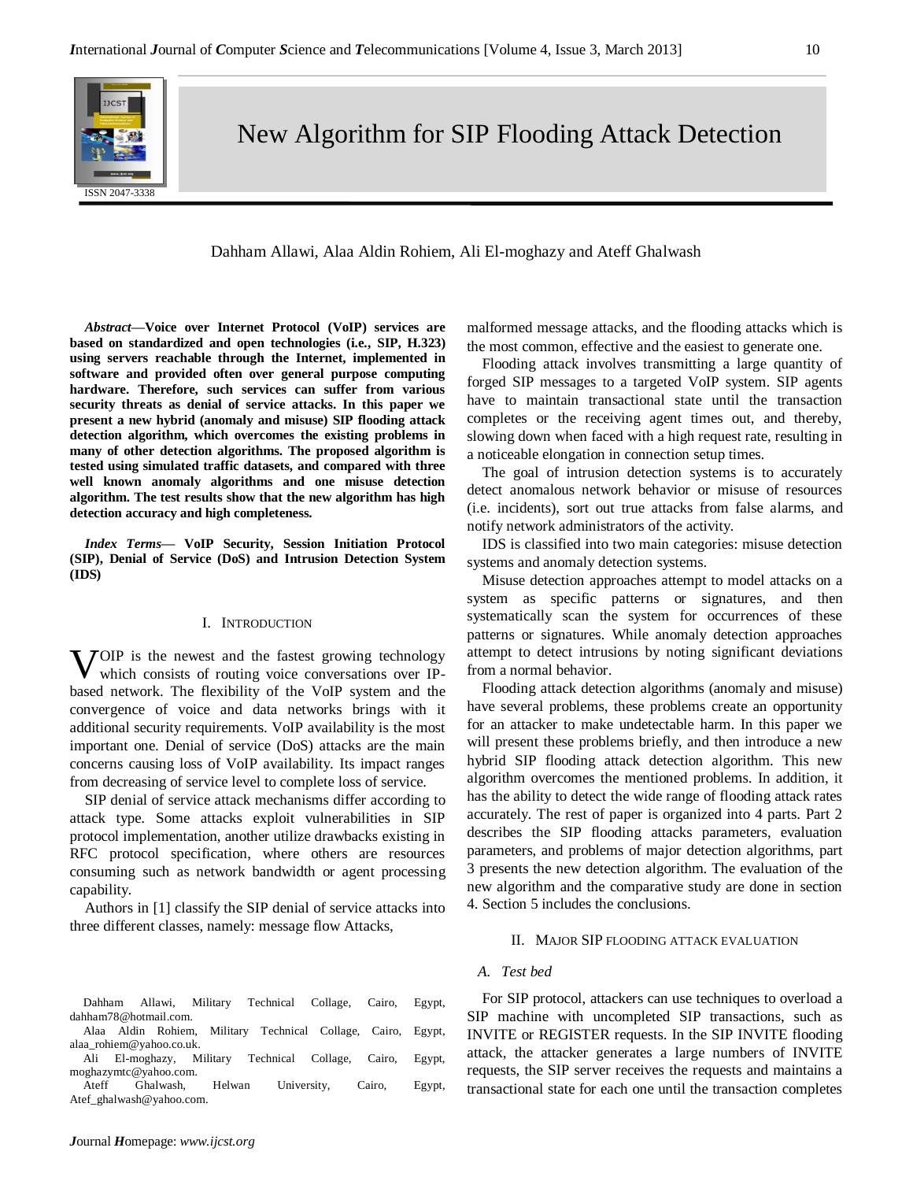# New Algorithm for SIP Flooding Attack Detection

Dahham Allawi, Alaa Aldin Rohiem, Ali El-moghazy and Ateff Ghalwash

***Abstract*—Voice over Internet Protocol (VoIP) services are based on standardized and open technologies (i.e., SIP, H.323) using servers reachable through the Internet, implemented in software and provided often over general purpose computing hardware. Therefore, such services can suffer from various security threats as denial of service attacks. In this paper we present a new hybrid (anomaly and misuse) SIP flooding attack detection algorithm, which overcomes the existing problems in many of other detection algorithms. The proposed algorithm is tested using simulated traffic datasets, and compared with three well known anomaly algorithms and one misuse detection algorithm. The test results show that the new algorithm has high detection accuracy and high completeness.**

***Index Terms*— VoIP Security, Session Initiation Protocol (SIP), Denial of Service (DoS) and Intrusion Detection System (IDS)**

## I. Introduction

VOIP is the newest and the fastest growing technology which consists of routing voice conversations over IP-based network. The flexibility of the VoIP system and the convergence of voice and data networks brings with it additional security requirements. VoIP availability is the most important one. Denial of service (DoS) attacks are the main concerns causing loss of VoIP availability. Its impact ranges from decreasing of service level to complete loss of service.

SIP denial of service attack mechanisms differ according to attack type. Some attacks exploit vulnerabilities in SIP protocol implementation, another utilize drawbacks existing in RFC protocol specification, where others are resources consuming such as network bandwidth or agent processing capability.

Authors in [1] classify the SIP denial of service attacks into three different classes, namely: message flow Attacks, malformed message attacks, and the flooding attacks which is the most common, effective and the easiest to generate one.

Flooding attack involves transmitting a large quantity of forged SIP messages to a targeted VoIP system. SIP agents have to maintain transactional state until the transaction completes or the receiving agent times out, and thereby, slowing down when faced with a high request rate, resulting in a noticeable elongation in connection setup times.

The goal of intrusion detection systems is to accurately detect anomalous network behavior or misuse of resources (i.e. incidents), sort out true attacks from false alarms, and notify network administrators of the activity.

IDS is classified into two main categories: misuse detection systems and anomaly detection systems.

Misuse detection approaches attempt to model attacks on a system as specific patterns or signatures, and then systematically scan the system for occurrences of these patterns or signatures. While anomaly detection approaches attempt to detect intrusions by noting significant deviations from a normal behavior.

Flooding attack detection algorithms (anomaly and misuse) have several problems, these problems create an opportunity for an attacker to make undetectable harm. In this paper we will present these problems briefly, and then introduce a new hybrid SIP flooding attack detection algorithm. This new algorithm overcomes the mentioned problems. In addition, it has the ability to detect the wide range of flooding attack rates accurately. The rest of paper is organized into 4 parts. Part 2 describes the SIP flooding attacks parameters, evaluation parameters, and problems of major detection algorithms, part 3 presents the new detection algorithm. The evaluation of the new algorithm and the comparative study are done in section 4. Section 5 includes the conclusions.

## II. Major SIP Flooding Attack Evaluation

### A. Test bed

For SIP protocol, attackers can use techniques to overload a SIP machine with uncompleted SIP transactions, such as INVITE or REGISTER requests. In the SIP INVITE flooding attack, the attacker generates a large numbers of INVITE requests, the SIP server receives the requests and maintains a transactional state for each one until the transaction completes

---

Dahham Allawi, Military Technical Collage, Cairo, Egypt, dahham78@hotmail.com.

Alaa Aldin Rohiem, Military Technical Collage, Cairo, Egypt, alaa_rohiem@yahoo.co.uk.

Ali El-moghazy, Military Technical Collage, Cairo, Egypt, moghazymtc@yahoo.com.

Ateff Ghalwash, Helwan University, Cairo, Egypt, Atef_ghalwash@yahoo.com.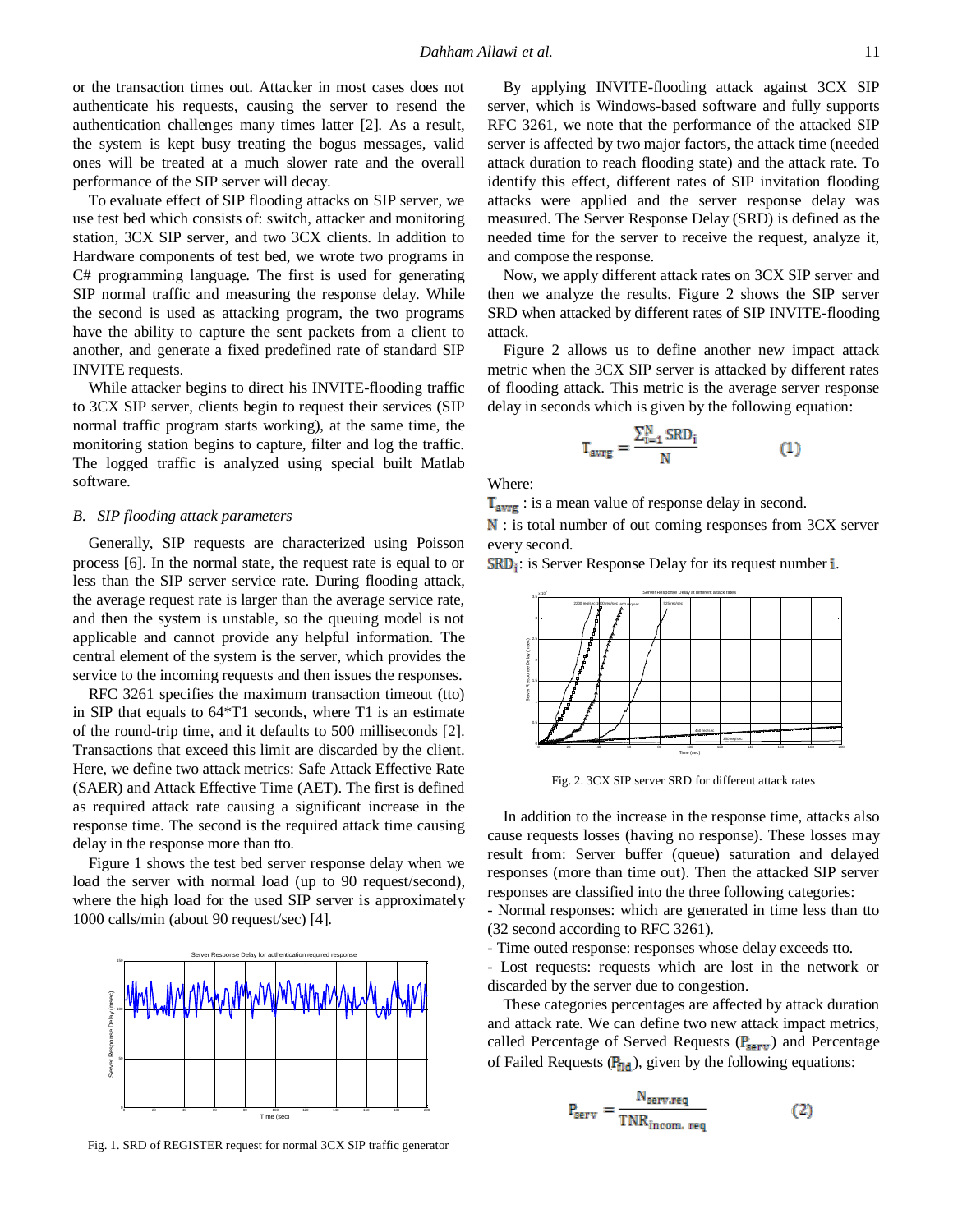or the transaction times out. Attacker in most cases does not authenticate his requests, causing the server to resend the authentication challenges many times latter [2]. As a result, the system is kept busy treating the bogus messages, valid ones will be treated at a much slower rate and the overall performance of the SIP server will decay.

To evaluate effect of SIP flooding attacks on SIP server, we use test bed which consists of: switch, attacker and monitoring station, 3CX SIP server, and two 3CX clients. In addition to Hardware components of test bed, we wrote two programs in C# programming language. The first is used for generating SIP normal traffic and measuring the response delay. While the second is used as attacking program, the two programs have the ability to capture the sent packets from a client to another, and generate a fixed predefined rate of standard SIP INVITE requests.

While attacker begins to direct his INVITE-flooding traffic to 3CX SIP server, clients begin to request their services (SIP normal traffic program starts working), at the same time, the monitoring station begins to capture, filter and log the traffic. The logged traffic is analyzed using special built Matlab software.

### *B. SIP flooding attack parameters*

Generally, SIP requests are characterized using Poisson process [6]. In the normal state, the request rate is equal to or less than the SIP server service rate. During flooding attack, the average request rate is larger than the average service rate, and then the system is unstable, so the queuing model is not applicable and cannot provide any helpful information. The central element of the system is the server, which provides the service to the incoming requests and then issues the responses.

RFC 3261 specifies the maximum transaction timeout (tto) in SIP that equals to 64*T1 seconds, where T1 is an estimate of the round-trip time, and it defaults to 500 milliseconds [2]. Transactions that exceed this limit are discarded by the client. Here, we define two attack metrics: Safe Attack Effective Rate (SAER) and Attack Effective Time (AET). The first is defined as required attack rate causing a significant increase in the response time. The second is the required attack time causing delay in the response more than tto.

Figure 1 shows the test bed server response delay when we load the server with normal load (up to 90 request/second), where the high load for the used SIP server is approximately 1000 calls/min (about 90 request/sec) [4].

Fig. 1. SRD of REGISTER request for normal 3CX SIP traffic generator

By applying INVITE-flooding attack against 3CX SIP server, which is Windows-based software and fully supports RFC 3261, we note that the performance of the attacked SIP server is affected by two major factors, the attack time (needed attack duration to reach flooding state) and the attack rate. To identify this effect, different rates of SIP invitation flooding attacks were applied and the server response delay was measured. The Server Response Delay (SRD) is defined as the needed time for the server to receive the request, analyze it, and compose the response.

Now, we apply different attack rates on 3CX SIP server and then we analyze the results. Figure 2 shows the SIP server SRD when attacked by different rates of SIP INVITE-flooding attack.

Figure 2 allows us to define another new impact attack metric when the 3CX SIP server is attacked by different rates of flooding attack. This metric is the average server response delay in seconds which is given by the following equation:

$$T_{avrg} = \frac{\sum_{i=1}^{N} SRD_i}{N} \qquad (1)$$

Where:

$T_{avrg}$ : is a mean value of response delay in second.

$N$ : is total number of out coming responses from 3CX server every second.

$SRD_i$: is Server Response Delay for its request number $i$.

Fig. 2. 3CX SIP server SRD for different attack rates

In addition to the increase in the response time, attacks also cause requests losses (having no response). These losses may result from: Server buffer (queue) saturation and delayed responses (more than time out). Then the attacked SIP server responses are classified into the three following categories:

- Normal responses: which are generated in time less than tto (32 second according to RFC 3261).
- Time outed response: responses whose delay exceeds tto.
- Lost requests: requests which are lost in the network or discarded by the server due to congestion.

These categories percentages are affected by attack duration and attack rate. We can define two new attack impact metrics, called Percentage of Served Requests ($P_{serv}$) and Percentage of Failed Requests ($P_{fld}$), given by the following equations:

$$P_{serv} = \frac{N_{serv.req}}{TNR_{incom.\ req}} \qquad (2)$$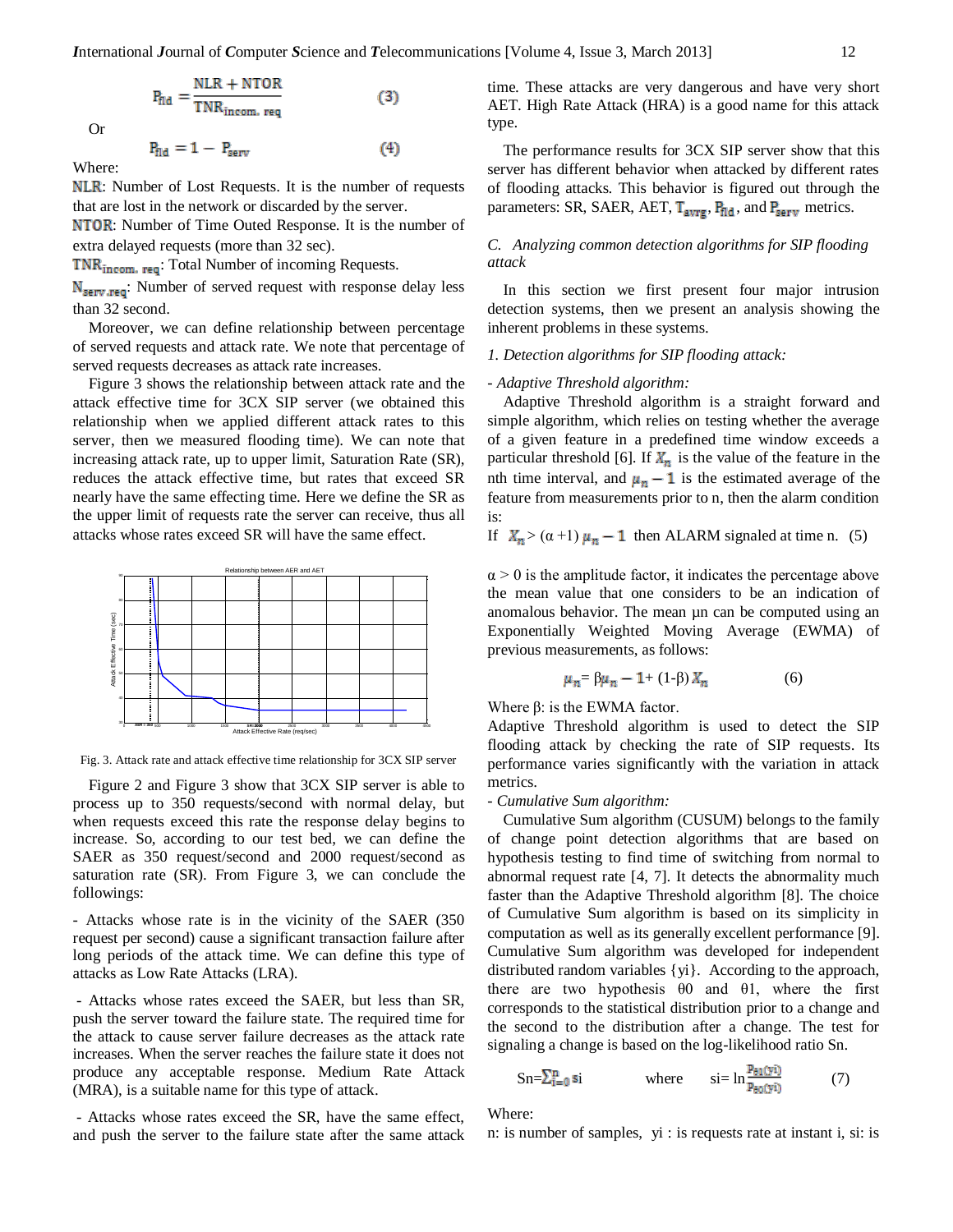$$P_{fld} = \frac{NLR + NTOR}{TNR_{incom.\ req}} \quad (3)$$

Or

$$P_{fld} = 1 - P_{serv} \quad (4)$$

Where:

NLR: Number of Lost Requests. It is the number of requests that are lost in the network or discarded by the server.

NTOR: Number of Time Outed Response. It is the number of extra delayed requests (more than 32 sec).

$TNR_{incom.\ req}$: Total Number of incoming Requests.

$N_{serv.req}$: Number of served request with response delay less than 32 second.

Moreover, we can define relationship between percentage of served requests and attack rate. We note that percentage of served requests decreases as attack rate increases.

Figure 3 shows the relationship between attack rate and the attack effective time for 3CX SIP server (we obtained this relationship when we applied different attack rates to this server, then we measured flooding time). We can note that increasing attack rate, up to upper limit, Saturation Rate (SR), reduces the attack effective time, but rates that exceed SR nearly have the same effecting time. Here we define the SR as the upper limit of requests rate the server can receive, thus all attacks whose rates exceed SR will have the same effect.

Fig. 3. Attack rate and attack effective time relationship for 3CX SIP server

Figure 2 and Figure 3 show that 3CX SIP server is able to process up to 350 requests/second with normal delay, but when requests exceed this rate the response delay begins to increase. So, according to our test bed, we can define the SAER as 350 request/second and 2000 request/second as saturation rate (SR). From Figure 3, we can conclude the followings:

- Attacks whose rate is in the vicinity of the SAER (350 request per second) cause a significant transaction failure after long periods of the attack time. We can define this type of attacks as Low Rate Attacks (LRA).

- Attacks whose rates exceed the SAER, but less than SR, push the server toward the failure state. The required time for the attack to cause server failure decreases as the attack rate increases. When the server reaches the failure state it does not produce any acceptable response. Medium Rate Attack (MRA), is a suitable name for this type of attack.

- Attacks whose rates exceed the SR, have the same effect, and push the server to the failure state after the same attack time. These attacks are very dangerous and have very short AET. High Rate Attack (HRA) is a good name for this attack type.

The performance results for 3CX SIP server show that this server has different behavior when attacked by different rates of flooding attacks. This behavior is figured out through the parameters: SR, SAER, AET, $T_{avrg}$, $P_{fld}$, and $P_{serv}$ metrics.

### C. Analyzing common detection algorithms for SIP flooding attack

In this section we first present four major intrusion detection systems, then we present an analysis showing the inherent problems in these systems.

*1. Detection algorithms for SIP flooding attack:*

*- Adaptive Threshold algorithm:*

Adaptive Threshold algorithm is a straight forward and simple algorithm, which relies on testing whether the average of a given feature in a predefined time window exceeds a particular threshold [6]. If $X_n$ is the value of the feature in the nth time interval, and $\mu_{n-1}$ is the estimated average of the feature from measurements prior to n, then the alarm condition is:

If $X_n > (\alpha + 1)\,\mu_{n-1}$ then ALARM signaled at time n. (5)

$\alpha > 0$ is the amplitude factor, it indicates the percentage above the mean value that one considers to be an indication of anomalous behavior. The mean $\mu_n$ can be computed using an Exponentially Weighted Moving Average (EWMA) of previous measurements, as follows:

$$\mu_n = \beta\mu_{n-1} + (1-\beta)\,X_n \quad (6)$$

Where β: is the EWMA factor.

Adaptive Threshold algorithm is used to detect the SIP flooding attack by checking the rate of SIP requests. Its performance varies significantly with the variation in attack metrics.

*- Cumulative Sum algorithm:*

Cumulative Sum algorithm (CUSUM) belongs to the family of change point detection algorithms that are based on hypothesis testing to find time of switching from normal to abnormal request rate [4, 7]. It detects the abnormality much faster than the Adaptive Threshold algorithm [8]. The choice of Cumulative Sum algorithm is based on its simplicity in computation as well as its generally excellent performance [9]. Cumulative Sum algorithm was developed for independent distributed random variables {yi}. According to the approach, there are two hypothesis θ0 and θ1, where the first corresponds to the statistical distribution prior to a change and the second to the distribution after a change. The test for signaling a change is based on the log-likelihood ratio Sn.

$$S_n = \sum_{i=0}^{n} s_i \qquad \text{where} \qquad s_i = \ln\frac{p_{\theta 1}(y_i)}{p_{\theta 0}(y_i)} \quad (7)$$

Where:

n: is number of samples, $y_i$ : is requests rate at instant i, $s_i$: is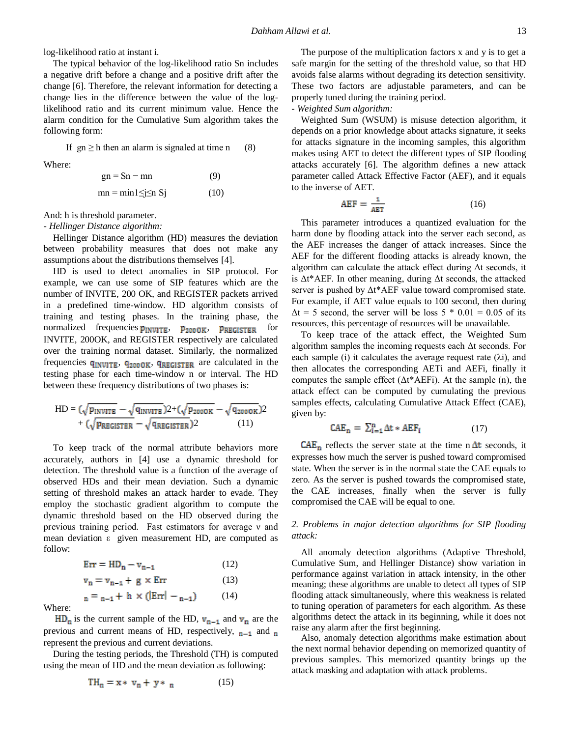log-likelihood ratio at instant i.

The typical behavior of the log-likelihood ratio Sn includes a negative drift before a change and a positive drift after the change [6]. Therefore, the relevant information for detecting a change lies in the difference between the value of the log-likelihood ratio and its current minimum value. Hence the alarm condition for the Cumulative Sum algorithm takes the following form:

$$\text{If } g_n \geq h \text{ then an alarm is signaled at time } n \quad (8)$$

Where:

$$g_n = S_n - m_n \quad (9)$$

$$m_n = \min_{1 \leq j \leq n} S_j \quad (10)$$

And: h is threshold parameter.

- *Hellinger Distance algorithm:*

Hellinger Distance algorithm (HD) measures the deviation between probability measures that does not make any assumptions about the distributions themselves [4].

HD is used to detect anomalies in SIP protocol. For example, we can use some of SIP features which are the number of INVITE, 200 OK, and REGISTER packets arrived in a predefined time-window. HD algorithm consists of training and testing phases. In the training phase, the normalized frequencies $p_{INVITE}$, $p_{200OK}$, $p_{REGISTER}$ for INVITE, 200OK, and REGISTER respectively are calculated over the training normal dataset. Similarly, the normalized frequencies $q_{INVITE}$, $q_{200OK}$, $q_{REGISTER}$ are calculated in the testing phase for each time-window n or interval. The HD between these frequency distributions of two phases is:

$$HD = (\sqrt{p_{INVITE}} - \sqrt{q_{INVITE}})^2 + (\sqrt{p_{200OK}} - \sqrt{q_{200OK}})^2 + (\sqrt{p_{REGISTER}} - \sqrt{q_{REGISTER}})^2 \quad (11)$$

To keep track of the normal attribute behaviors more accurately, authors in [4] use a dynamic threshold for detection. The threshold value is a function of the average of observed HDs and their mean deviation. Such a dynamic setting of threshold makes an attack harder to evade. They employ the stochastic gradient algorithm to compute the dynamic threshold based on the HD observed during the previous training period. Fast estimators for average ν and mean deviation ε given measurement HD, are computed as follow:

$$Err = HD_n - v_{n-1} \quad (12)$$

$$v_n = v_{n-1} + g \times Err \quad (13)$$

$$\varepsilon_n = \varepsilon_{n-1} + h \times (|Err| - \varepsilon_{n-1}) \quad (14)$$

Where:

$HD_n$ is the current sample of the HD, $v_{n-1}$ and $v_n$ are the previous and current means of HD, respectively, $\varepsilon_{n-1}$ and $\varepsilon_n$ represent the previous and current deviations.

During the testing periods, the Threshold (TH) is computed using the mean of HD and the mean deviation as following:

$$TH_n = x * v_n + y * \varepsilon_n \quad (15)$$

The purpose of the multiplication factors x and y is to get a safe margin for the setting of the threshold value, so that HD avoids false alarms without degrading its detection sensitivity. These two factors are adjustable parameters, and can be properly tuned during the training period.

- *Weighted Sum algorithm:*

Weighted Sum (WSUM) is misuse detection algorithm, it depends on a prior knowledge about attacks signature, it seeks for attacks signature in the incoming samples, this algorithm makes using AET to detect the different types of SIP flooding attacks accurately [6]. The algorithm defines a new attack parameter called Attack Effective Factor (AEF), and it equals to the inverse of AET.

$$AEF = \frac{1}{AET} \quad (16)$$

This parameter introduces a quantized evaluation for the harm done by flooding attack into the server each second, as the AEF increases the danger of attack increases. Since the AEF for the different flooding attacks is already known, the algorithm can calculate the attack effect during Δt seconds, it is Δt*AEF. In other meaning, during Δt seconds, the attacked server is pushed by Δt*AEF value toward compromised state. For example, if AET value equals to 100 second, then during Δt = 5 second, the server will be loss 5 * 0.01 = 0.05 of its resources, this percentage of resources will be unavailable.

To keep trace of the attack effect, the Weighted Sum algorithm samples the incoming requests each Δt seconds. For each sample (i) it calculates the average request rate (λi), and then allocates the corresponding AETi and AEFi, finally it computes the sample effect (Δt*AEFi). At the sample (n), the attack effect can be computed by cumulating the previous samples effects, calculating Cumulative Attack Effect (CAE), given by:

$$CAE_n = \sum_{i=1}^{n} \Delta t * AEF_i \quad (17)$$

$CAE_n$ reflects the server state at the time $n\Delta t$ seconds, it expresses how much the server is pushed toward compromised state. When the server is in the normal state the CAE equals to zero. As the server is pushed towards the compromised state, the CAE increases, finally when the server is fully compromised the CAE will be equal to one.

## *2. Problems in major detection algorithms for SIP flooding attack:*

All anomaly detection algorithms (Adaptive Threshold, Cumulative Sum, and Hellinger Distance) show variation in performance against variation in attack intensity, in the other meaning; these algorithms are unable to detect all types of SIP flooding attack simultaneously, where this weakness is related to tuning operation of parameters for each algorithm. As these algorithms detect the attack in its beginning, while it does not raise any alarm after the first beginning.

Also, anomaly detection algorithms make estimation about the next normal behavior depending on memorized quantity of previous samples. This memorized quantity brings up the attack masking and adaptation with attack problems.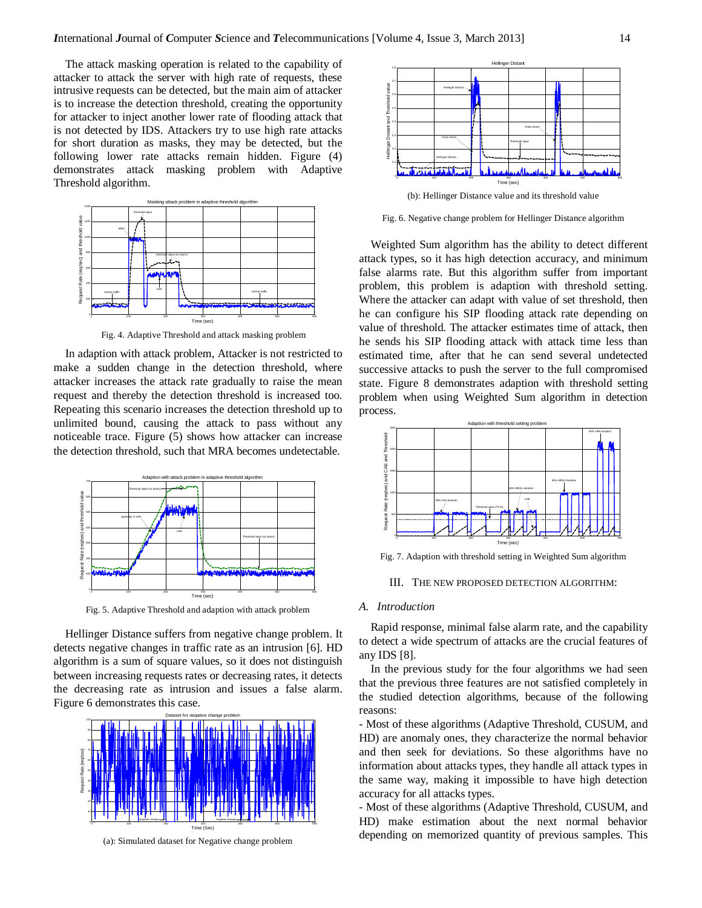The attack masking operation is related to the capability of attacker to attack the server with high rate of requests, these intrusive requests can be detected, but the main aim of attacker is to increase the detection threshold, creating the opportunity for attacker to inject another lower rate of flooding attack that is not detected by IDS. Attackers try to use high rate attacks for short duration as masks, they may be detected, but the following lower rate attacks remain hidden. Figure (4) demonstrates attack masking problem with Adaptive Threshold algorithm.

Fig. 4. Adaptive Threshold and attack masking problem

In adaption with attack problem, Attacker is not restricted to make a sudden change in the detection threshold, where attacker increases the attack rate gradually to raise the mean request and thereby the detection threshold is increased too. Repeating this scenario increases the detection threshold up to unlimited bound, causing the attack to pass without any noticeable trace. Figure (5) shows how attacker can increase the detection threshold, such that MRA becomes undetectable.

Fig. 5. Adaptive Threshold and adaption with attack problem

Hellinger Distance suffers from negative change problem. It detects negative changes in traffic rate as an intrusion [6]. HD algorithm is a sum of square values, so it does not distinguish between increasing requests rates or decreasing rates, it detects the decreasing rate as intrusion and issues a false alarm. Figure 6 demonstrates this case.

(a): Simulated dataset for Negative change problem

(b): Hellinger Distance value and its threshold value

Fig. 6. Negative change problem for Hellinger Distance algorithm

Weighted Sum algorithm has the ability to detect different attack types, so it has high detection accuracy, and minimum false alarms rate. But this algorithm suffer from important problem, this problem is adaption with threshold setting. Where the attacker can adapt with value of set threshold, then he can configure his SIP flooding attack rate depending on value of threshold. The attacker estimates time of attack, then he sends his SIP flooding attack with attack time less than estimated time, after that he can send several undetected successive attacks to push the server to the full compromised state. Figure 8 demonstrates adaption with threshold setting problem when using Weighted Sum algorithm in detection process.

Fig. 7. Adaption with threshold setting in Weighted Sum algorithm

## III. The New Proposed Detection Algorithm:

### A. *Introduction*

Rapid response, minimal false alarm rate, and the capability to detect a wide spectrum of attacks are the crucial features of any IDS [8].

In the previous study for the four algorithms we had seen that the previous three features are not satisfied completely in the studied detection algorithms, because of the following reasons:

- Most of these algorithms (Adaptive Threshold, CUSUM, and HD) are anomaly ones, they characterize the normal behavior and then seek for deviations. So these algorithms have no information about attacks types, they handle all attack types in the same way, making it impossible to have high detection accuracy for all attacks types.
- Most of these algorithms (Adaptive Threshold, CUSUM, and HD) make estimation about the next normal behavior depending on memorized quantity of previous samples. This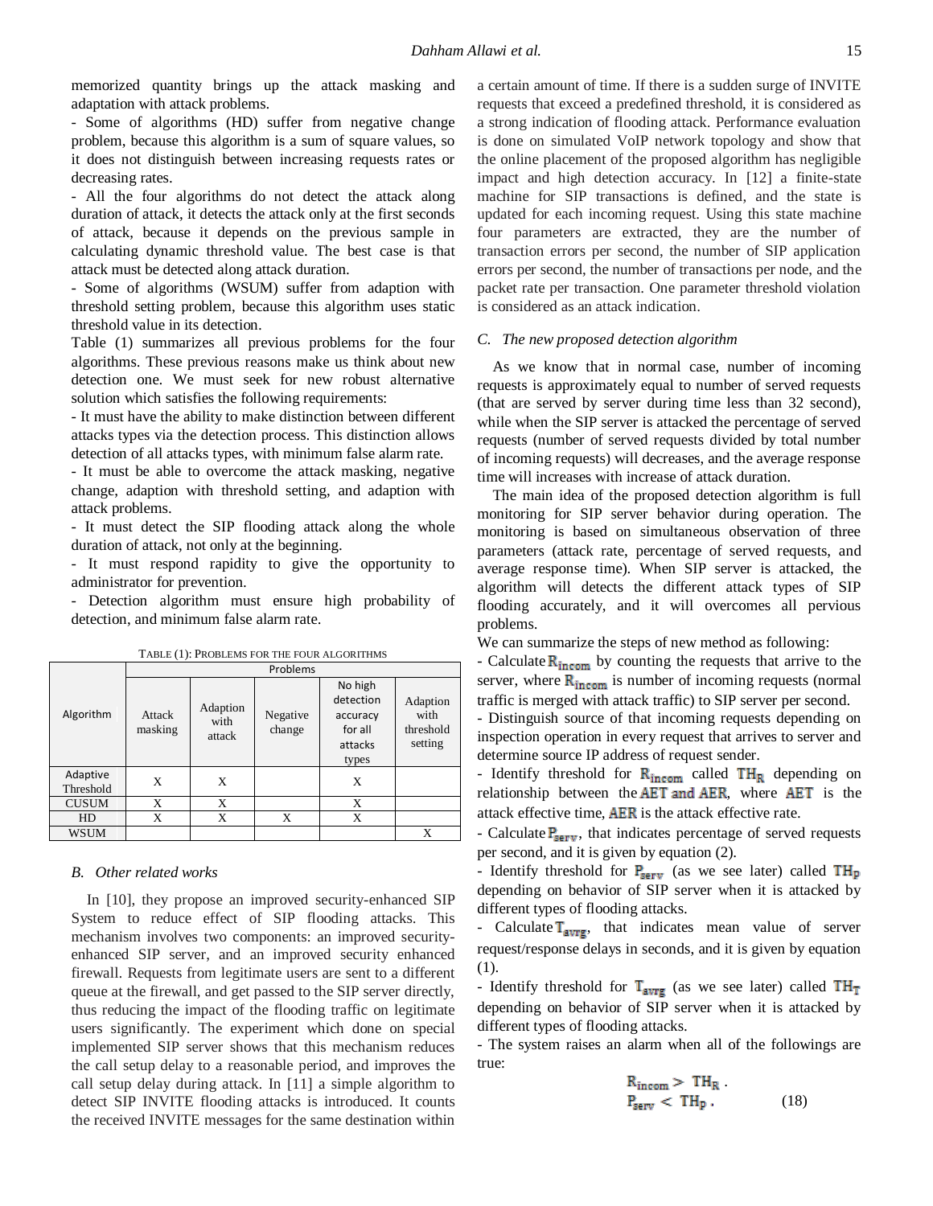memorized quantity brings up the attack masking and adaptation with attack problems.

- Some of algorithms (HD) suffer from negative change problem, because this algorithm is a sum of square values, so it does not distinguish between increasing requests rates or decreasing rates.
- All the four algorithms do not detect the attack along duration of attack, it detects the attack only at the first seconds of attack, because it depends on the previous sample in calculating dynamic threshold value. The best case is that attack must be detected along attack duration.
- Some of algorithms (WSUM) suffer from adaption with threshold setting problem, because this algorithm uses static threshold value in its detection.

Table (1) summarizes all previous problems for the four algorithms. These previous reasons make us think about new detection one. We must seek for new robust alternative solution which satisfies the following requirements:

- It must have the ability to make distinction between different attacks types via the detection process. This distinction allows detection of all attacks types, with minimum false alarm rate.
- It must be able to overcome the attack masking, negative change, adaption with threshold setting, and adaption with attack problems.
- It must detect the SIP flooding attack along the whole duration of attack, not only at the beginning.
- It must respond rapidity to give the opportunity to administrator for prevention.
- Detection algorithm must ensure high probability of detection, and minimum false alarm rate.

TABLE (1): PROBLEMS FOR THE FOUR ALGORITHMS

| Algorithm | Problems | | | | |
|---|---|---|---|---|---|
| | Attack masking | Adaption with attack | Negative change | No high detection accuracy for all attacks types | Adaption with threshold setting |
| Adaptive Threshold | X | X | | X | |
| CUSUM | X | X | | X | |
| HD | X | X | X | X | |
| WSUM | | | | | X |

## B. Other related works

In [10], they propose an improved security-enhanced SIP System to reduce effect of SIP flooding attacks. This mechanism involves two components: an improved security-enhanced SIP server, and an improved security enhanced firewall. Requests from legitimate users are sent to a different queue at the firewall, and get passed to the SIP server directly, thus reducing the impact of the flooding traffic on legitimate users significantly. The experiment which done on special implemented SIP server shows that this mechanism reduces the call setup delay to a reasonable period, and improves the call setup delay during attack. In [11] a simple algorithm to detect SIP INVITE flooding attacks is introduced. It counts the received INVITE messages for the same destination within a certain amount of time. If there is a sudden surge of INVITE requests that exceed a predefined threshold, it is considered as a strong indication of flooding attack. Performance evaluation is done on simulated VoIP network topology and show that the online placement of the proposed algorithm has negligible impact and high detection accuracy. In [12] a finite-state machine for SIP transactions is defined, and the state is updated for each incoming request. Using this state machine four parameters are extracted, they are the number of transaction errors per second, the number of SIP application errors per second, the number of transactions per node, and the packet rate per transaction. One parameter threshold violation is considered as an attack indication.

## C. The new proposed detection algorithm

As we know that in normal case, number of incoming requests is approximately equal to number of served requests (that are served by server during time less than 32 second), while when the SIP server is attacked the percentage of served requests (number of served requests divided by total number of incoming requests) will decreases, and the average response time will increases with increase of attack duration.

The main idea of the proposed detection algorithm is full monitoring for SIP server behavior during operation. The monitoring is based on simultaneous observation of three parameters (attack rate, percentage of served requests, and average response time). When SIP server is attacked, the algorithm will detects the different attack types of SIP flooding accurately, and it will overcomes all pervious problems.

We can summarize the steps of new method as following:

- Calculate $R_{incom}$ by counting the requests that arrive to the server, where $R_{incom}$ is number of incoming requests (normal traffic is merged with attack traffic) to SIP server per second.
- Distinguish source of that incoming requests depending on inspection operation in every request that arrives to server and determine source IP address of request sender.
- Identify threshold for $R_{incom}$ called $TH_R$ depending on relationship between the $AET$ and $AER$, where $AET$ is the attack effective time, $AER$ is the attack effective rate.
- Calculate $P_{serv}$, that indicates percentage of served requests per second, and it is given by equation (2).
- Identify threshold for $P_{serv}$ (as we see later) called $TH_P$ depending on behavior of SIP server when it is attacked by different types of flooding attacks.
- Calculate $T_{avrg}$, that indicates mean value of server request/response delays in seconds, and it is given by equation (1).
- Identify threshold for $T_{avrg}$ (as we see later) called $TH_T$ depending on behavior of SIP server when it is attacked by different types of flooding attacks.
- The system raises an alarm when all of the followings are true:

$$R_{incom} > TH_R \,. \qquad P_{serv} < TH_P \,. \tag{18}$$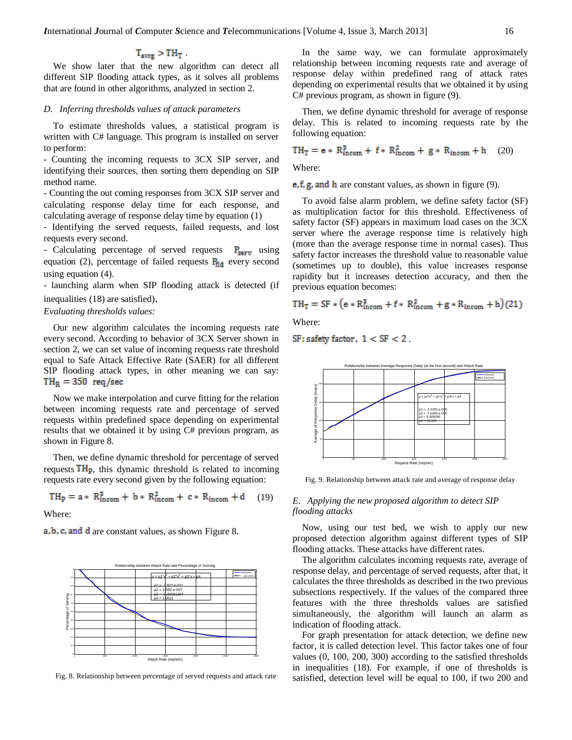$$T_{avrg} > TH_T\ .$$

We show later that the new algorithm can detect all different SIP flooding attack types, as it solves all problems that are found in other algorithms, analyzed in section 2.

### *D. Inferring thresholds values of attack parameters*

To estimate thresholds values, a statistical program is written with C# language. This program is installed on server to perform:

- Counting the incoming requests to 3CX SIP server, and identifying their sources, then sorting them depending on SIP method name.
- Counting the out coming responses from 3CX SIP server and calculating response delay time for each response, and calculating average of response delay time by equation (1)
- Identifying the served requests, failed requests, and lost requests every second.
- Calculating percentage of served requests $P_{serv}$ using equation (2), percentage of failed requests $P_{fld}$ every second using equation (4).
- launching alarm when SIP flooding attack is detected (if inequalities (18) are satisfied).

*Evaluating thresholds values:*

Our new algorithm calculates the incoming requests rate every second. According to behavior of 3CX Server shown in section 2, we can set value of incoming requests rate threshold equal to Safe Attack Effective Rate (SAER) for all different SIP flooding attack types, in other meaning we can say: $TH_R = 350\ \ req/sec$

Now we make interpolation and curve fitting for the relation between incoming requests rate and percentage of served requests within predefined space depending on experimental results that we obtained it by using C# previous program, as shown in Figure 8.

Then, we define dynamic threshold for percentage of served requests $TH_P$, this dynamic threshold is related to incoming requests rate every second given by the following equation:

$$TH_P = a * R_{incom}^3 + b * R_{incom}^2 + c * R_{incom} + d \quad (19)$$

Where:

$a, b, c,$ and $d$ are constant values, as shown Figure 8.

Fig. 8. Relationship between percentage of served requests and attack rate

In the same way, we can formulate approximately relationship between incoming requests rate and average of response delay within predefined rang of attack rates depending on experimental results that we obtained it by using C# previous program, as shown in figure (9).

Then, we define dynamic threshold for average of response delay. This is related to incoming requests rate by the following equation:

$$TH_T = e * R_{incom}^3 + f * R_{incom}^2 + g * R_{incom} + h \quad (20)$$

Where:

$e, f, g,$ and $h$ are constant values, as shown in figure (9).

To avoid false alarm problem, we define safety factor (SF) as multiplication factor for this threshold. Effectiveness of safety factor (SF) appears in maximum load cases on the 3CX server where the average response time is relatively high (more than the average response time in normal cases). Thus safety factor increases the threshold value to reasonable value (sometimes up to double), this value increases response rapidity but it increases detection accuracy, and then the previous equation becomes:

$$TH_T = SF * \left(e * R_{incom}^3 + f * R_{incom}^2 + g * R_{incom} + h\right) (21)$$

Where:

$SF$: safety factor, $1 < SF < 2$ .

Fig. 9. Relationship between attack rate and average of response delay

### *E. Applying the new proposed algorithm to detect SIP flooding attacks*

Now, using our test bed, we wish to apply our new proposed detection algorithm against different types of SIP flooding attacks. These attacks have different rates.

The algorithm calculates incoming requests rate, average of response delay, and percentage of served requests, after that, it calculates the three thresholds as described in the two previous subsections respectively. If the values of the compared three features with the three thresholds values are satisfied simultaneously, the algorithm will launch an alarm as indication of flooding attack.

For graph presentation for attack detection, we define new factor, it is called detection level. This factor takes one of four values (0, 100, 200, 300) according to the satisfied thresholds in inequalities (18). For example, if one of thresholds is satisfied, detection level will be equal to 100, if two 200 and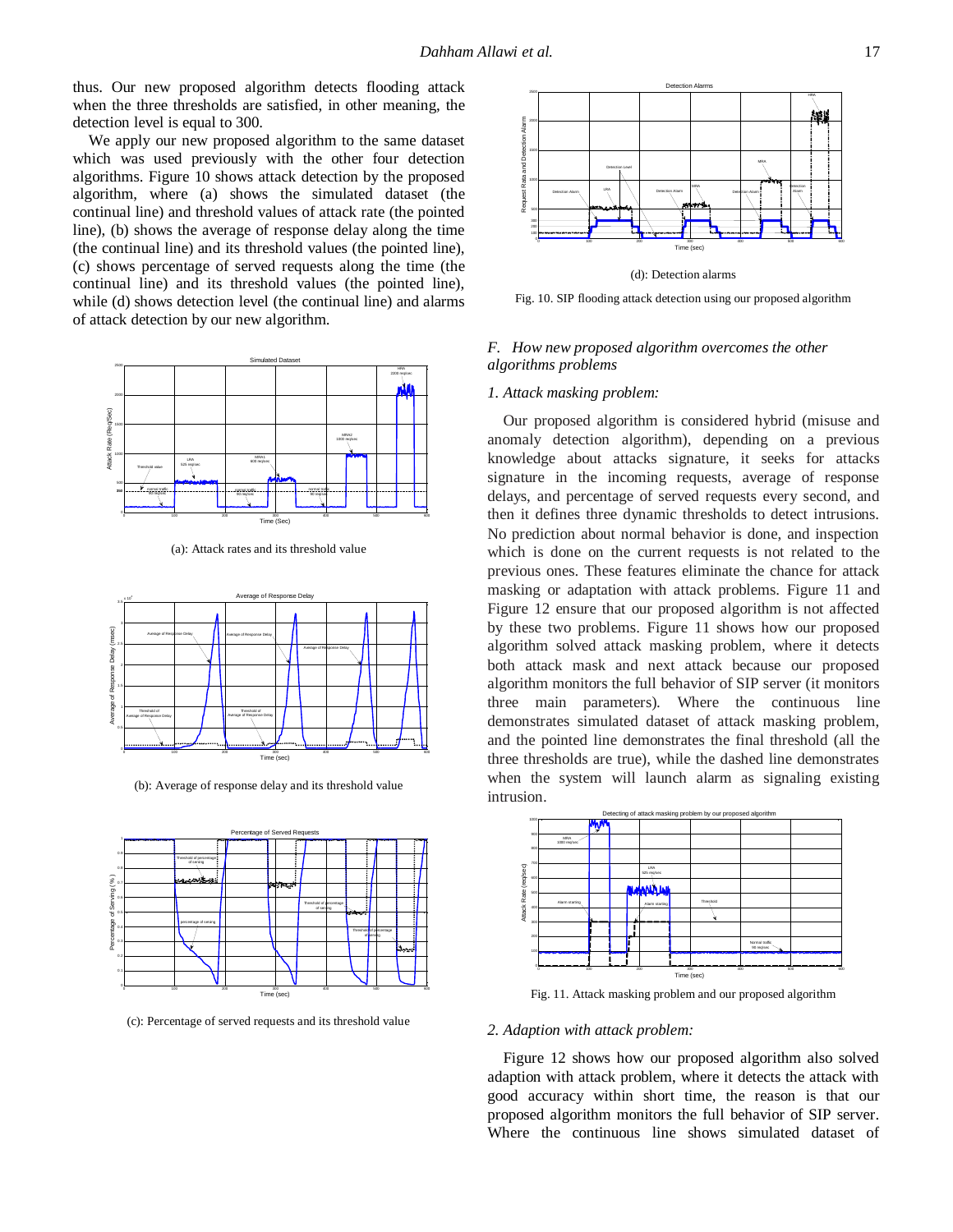thus. Our new proposed algorithm detects flooding attack when the three thresholds are satisfied, in other meaning, the detection level is equal to 300.

We apply our new proposed algorithm to the same dataset which was used previously with the other four detection algorithms. Figure 10 shows attack detection by the proposed algorithm, where (a) shows the simulated dataset (the continual line) and threshold values of attack rate (the pointed line), (b) shows the average of response delay along the time (the continual line) and its threshold values (the pointed line), (c) shows percentage of served requests along the time (the continual line) and its threshold values (the pointed line), while (d) shows detection level (the continual line) and alarms of attack detection by our new algorithm.

(a): Attack rates and its threshold value

(b): Average of response delay and its threshold value

(c): Percentage of served requests and its threshold value

(d): Detection alarms

Fig. 10. SIP flooding attack detection using our proposed algorithm

### F. How new proposed algorithm overcomes the other algorithms problems

#### 1. Attack masking problem:

Our proposed algorithm is considered hybrid (misuse and anomaly detection algorithm), depending on a previous knowledge about attacks signature, it seeks for attacks signature in the incoming requests, average of response delays, and percentage of served requests every second, and then it defines three dynamic thresholds to detect intrusions. No prediction about normal behavior is done, and inspection which is done on the current requests is not related to the previous ones. These features eliminate the chance for attack masking or adaptation with attack problems. Figure 11 and Figure 12 ensure that our proposed algorithm is not affected by these two problems. Figure 11 shows how our proposed algorithm solved attack masking problem, where it detects both attack mask and next attack because our proposed algorithm monitors the full behavior of SIP server (it monitors three main parameters). Where the continuous line demonstrates simulated dataset of attack masking problem, and the pointed line demonstrates the final threshold (all the three thresholds are true), while the dashed line demonstrates when the system will launch alarm as signaling existing intrusion.

Fig. 11. Attack masking problem and our proposed algorithm

#### 2. Adaption with attack problem:

Figure 12 shows how our proposed algorithm also solved adaption with attack problem, where it detects the attack with good accuracy within short time, the reason is that our proposed algorithm monitors the full behavior of SIP server. Where the continuous line shows simulated dataset of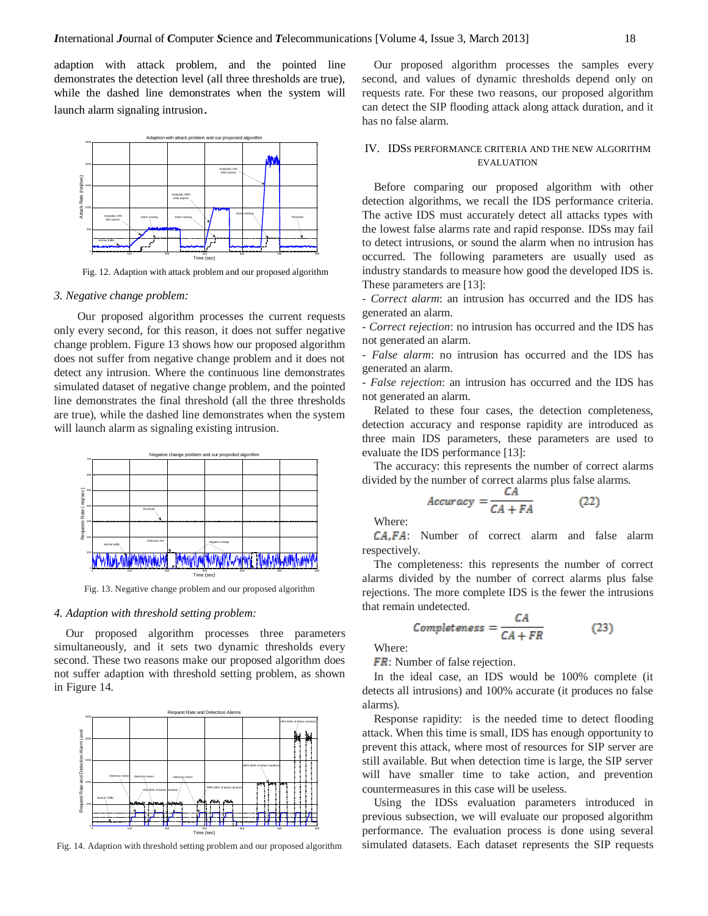adaption with attack problem, and the pointed line demonstrates the detection level (all three thresholds are true), while the dashed line demonstrates when the system will launch alarm signaling intrusion.

Fig. 12. Adaption with attack problem and our proposed algorithm

*3. Negative change problem:*

Our proposed algorithm processes the current requests only every second, for this reason, it does not suffer negative change problem. Figure 13 shows how our proposed algorithm does not suffer from negative change problem and it does not detect any intrusion. Where the continuous line demonstrates simulated dataset of negative change problem, and the pointed line demonstrates the final threshold (all the three thresholds are true), while the dashed line demonstrates when the system will launch alarm as signaling existing intrusion.

Fig. 13. Negative change problem and our proposed algorithm

*4. Adaption with threshold setting problem:*

Our proposed algorithm processes three parameters simultaneously, and it sets two dynamic thresholds every second. These two reasons make our proposed algorithm does not suffer adaption with threshold setting problem, as shown in Figure 14.

Fig. 14. Adaption with threshold setting problem and our proposed algorithm

Our proposed algorithm processes the samples every second, and values of dynamic thresholds depend only on requests rate. For these two reasons, our proposed algorithm can detect the SIP flooding attack along attack duration, and it has no false alarm.

## IV. IDSs Performance Criteria and the New Algorithm Evaluation

Before comparing our proposed algorithm with other detection algorithms, we recall the IDS performance criteria. The active IDS must accurately detect all attacks types with the lowest false alarms rate and rapid response. IDSs may fail to detect intrusions, or sound the alarm when no intrusion has occurred. The following parameters are usually used as industry standards to measure how good the developed IDS is. These parameters are [13]:

- *Correct alarm*: an intrusion has occurred and the IDS has generated an alarm.
- *Correct rejection*: no intrusion has occurred and the IDS has not generated an alarm.
- *False alarm*: no intrusion has occurred and the IDS has generated an alarm.
- *False rejection*: an intrusion has occurred and the IDS has not generated an alarm.

Related to these four cases, the detection completeness, detection accuracy and response rapidity are introduced as three main IDS parameters, these parameters are used to evaluate the IDS performance [13]:

The accuracy: this represents the number of correct alarms divided by the number of correct alarms plus false alarms.

$$Accuracy = \frac{CA}{CA + FA} \qquad (22)$$

Where:

$CA, FA$: Number of correct alarm and false alarm respectively.

The completeness: this represents the number of correct alarms divided by the number of correct alarms plus false rejections. The more complete IDS is the fewer the intrusions that remain undetected.

$$Completeness = \frac{CA}{CA + FR} \qquad (23)$$

Where:

$FR$: Number of false rejection.

In the ideal case, an IDS would be 100% complete (it detects all intrusions) and 100% accurate (it produces no false alarms).

Response rapidity: is the needed time to detect flooding attack. When this time is small, IDS has enough opportunity to prevent this attack, where most of resources for SIP server are still available. But when detection time is large, the SIP server will have smaller time to take action, and prevention countermeasures in this case will be useless.

Using the IDSs evaluation parameters introduced in previous subsection, we will evaluate our proposed algorithm performance. The evaluation process is done using several simulated datasets. Each dataset represents the SIP requests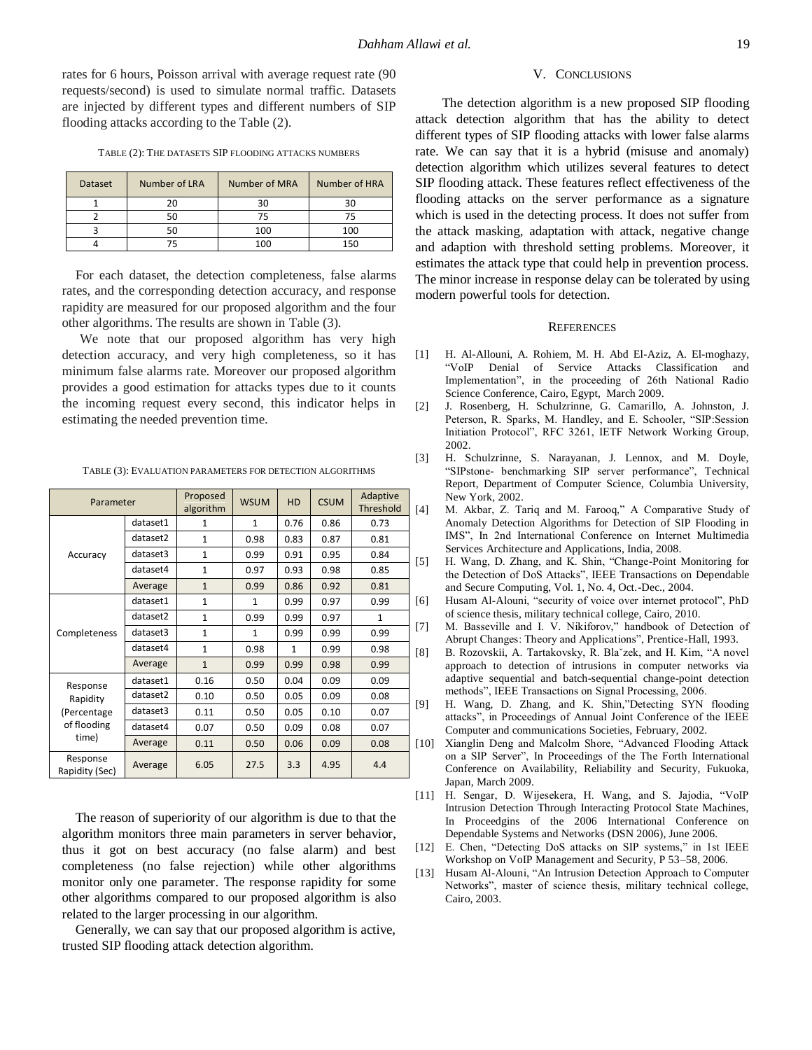rates for 6 hours, Poisson arrival with average request rate (90 requests/second) is used to simulate normal traffic. Datasets are injected by different types and different numbers of SIP flooding attacks according to the Table (2).

TABLE (2): THE DATASETS SIP FLOODING ATTACKS NUMBERS

| Dataset | Number of LRA | Number of MRA | Number of HRA |
|---|---|---|---|
| 1 | 20 | 30 | 30 |
| 2 | 50 | 75 | 75 |
| 3 | 50 | 100 | 100 |
| 4 | 75 | 100 | 150 |

For each dataset, the detection completeness, false alarms rates, and the corresponding detection accuracy, and response rapidity are measured for our proposed algorithm and the four other algorithms. The results are shown in Table (3).

We note that our proposed algorithm has very high detection accuracy, and very high completeness, so it has minimum false alarms rate. Moreover our proposed algorithm provides a good estimation for attacks types due to it counts the incoming request every second, this indicator helps in estimating the needed prevention time.

TABLE (3): EVALUATION PARAMETERS FOR DETECTION ALGORITHMS

| Parameter | | Proposed algorithm | WSUM | HD | CSUM | Adaptive Threshold |
|---|---|---|---|---|---|---|
| Accuracy | dataset1 | 1 | 1 | 0.76 | 0.86 | 0.73 |
| | dataset2 | 1 | 0.98 | 0.83 | 0.87 | 0.81 |
| | dataset3 | 1 | 0.99 | 0.91 | 0.95 | 0.84 |
| | dataset4 | 1 | 0.97 | 0.93 | 0.98 | 0.85 |
| | Average | 1 | 0.99 | 0.86 | 0.92 | 0.81 |
| Completeness | dataset1 | 1 | 1 | 0.99 | 0.97 | 0.99 |
| | dataset2 | 1 | 0.99 | 0.99 | 0.97 | 1 |
| | dataset3 | 1 | 1 | 0.99 | 0.99 | 0.99 |
| | dataset4 | 1 | 0.98 | 1 | 0.99 | 0.98 |
| | Average | 1 | 0.99 | 0.99 | 0.98 | 0.99 |
| Response Rapidity (Percentage of flooding time) | dataset1 | 0.16 | 0.50 | 0.04 | 0.09 | 0.09 |
| | dataset2 | 0.10 | 0.50 | 0.05 | 0.09 | 0.08 |
| | dataset3 | 0.11 | 0.50 | 0.05 | 0.10 | 0.07 |
| | dataset4 | 0.07 | 0.50 | 0.09 | 0.08 | 0.07 |
| | Average | 0.11 | 0.50 | 0.06 | 0.09 | 0.08 |
| Response Rapidity (Sec) | Average | 6.05 | 27.5 | 3.3 | 4.95 | 4.4 |

The reason of superiority of our algorithm is due to that the algorithm monitors three main parameters in server behavior, thus it got on best accuracy (no false alarm) and best completeness (no false rejection) while other algorithms monitor only one parameter. The response rapidity for some other algorithms compared to our proposed algorithm is also related to the larger processing in our algorithm.

Generally, we can say that our proposed algorithm is active, trusted SIP flooding attack detection algorithm.

## V. CONCLUSIONS

The detection algorithm is a new proposed SIP flooding attack detection algorithm that has the ability to detect different types of SIP flooding attacks with lower false alarms rate. We can say that it is a hybrid (misuse and anomaly) detection algorithm which utilizes several features to detect SIP flooding attack. These features reflect effectiveness of the flooding attacks on the server performance as a signature which is used in the detecting process. It does not suffer from the attack masking, adaptation with attack, negative change and adaption with threshold setting problems. Moreover, it estimates the attack type that could help in prevention process. The minor increase in response delay can be tolerated by using modern powerful tools for detection.

## REFERENCES

[1] H. Al-Allouni, A. Rohiem, M. H. Abd El-Aziz, A. El-moghazy, "VoIP Denial of Service Attacks Classification and Implementation", in the proceeding of 26th National Radio Science Conference, Cairo, Egypt, March 2009.

[2] J. Rosenberg, H. Schulzrinne, G. Camarillo, A. Johnston, J. Peterson, R. Sparks, M. Handley, and E. Schooler, "SIP:Session Initiation Protocol", RFC 3261, IETF Network Working Group, 2002.

[3] H. Schulzrinne, S. Narayanan, J. Lennox, and M. Doyle, "SIPstone- benchmarking SIP server performance", Technical Report, Department of Computer Science, Columbia University, New York, 2002.

[4] M. Akbar, Z. Tariq and M. Farooq," A Comparative Study of Anomaly Detection Algorithms for Detection of SIP Flooding in IMS", In 2nd International Conference on Internet Multimedia Services Architecture and Applications, India, 2008.

[5] H. Wang, D. Zhang, and K. Shin, "Change-Point Monitoring for the Detection of DoS Attacks", IEEE Transactions on Dependable and Secure Computing, Vol. 1, No. 4, Oct.-Dec., 2004.

[6] Husam Al-Alouni, "security of voice over internet protocol", PhD of science thesis, military technical college, Cairo, 2010.

[7] M. Basseville and I. V. Nikiforov," handbook of Detection of Abrupt Changes: Theory and Applications", Prentice-Hall, 1993.

[8] B. Rozovskii, A. Tartakovsky, R. Blaˇzek, and H. Kim, "A novel approach to detection of intrusions in computer networks via adaptive sequential and batch-sequential change-point detection methods", IEEE Transactions on Signal Processing, 2006.

[9] H. Wang, D. Zhang, and K. Shin,"Detecting SYN flooding attacks", in Proceedings of Annual Joint Conference of the IEEE Computer and communications Societies, February, 2002.

[10] Xianglin Deng and Malcolm Shore, "Advanced Flooding Attack on a SIP Server", In Proceedings of the The Forth International Conference on Availability, Reliability and Security, Fukuoka, Japan, March 2009.

[11] H. Sengar, D. Wijesekera, H. Wang, and S. Jajodia, "VoIP Intrusion Detection Through Interacting Protocol State Machines, In Proceedgins of the 2006 International Conference on Dependable Systems and Networks (DSN 2006), June 2006.

[12] E. Chen, "Detecting DoS attacks on SIP systems," in 1st IEEE Workshop on VoIP Management and Security, P 53–58, 2006.

[13] Husam Al-Alouni, "An Intrusion Detection Approach to Computer Networks", master of science thesis, military technical college, Cairo, 2003.